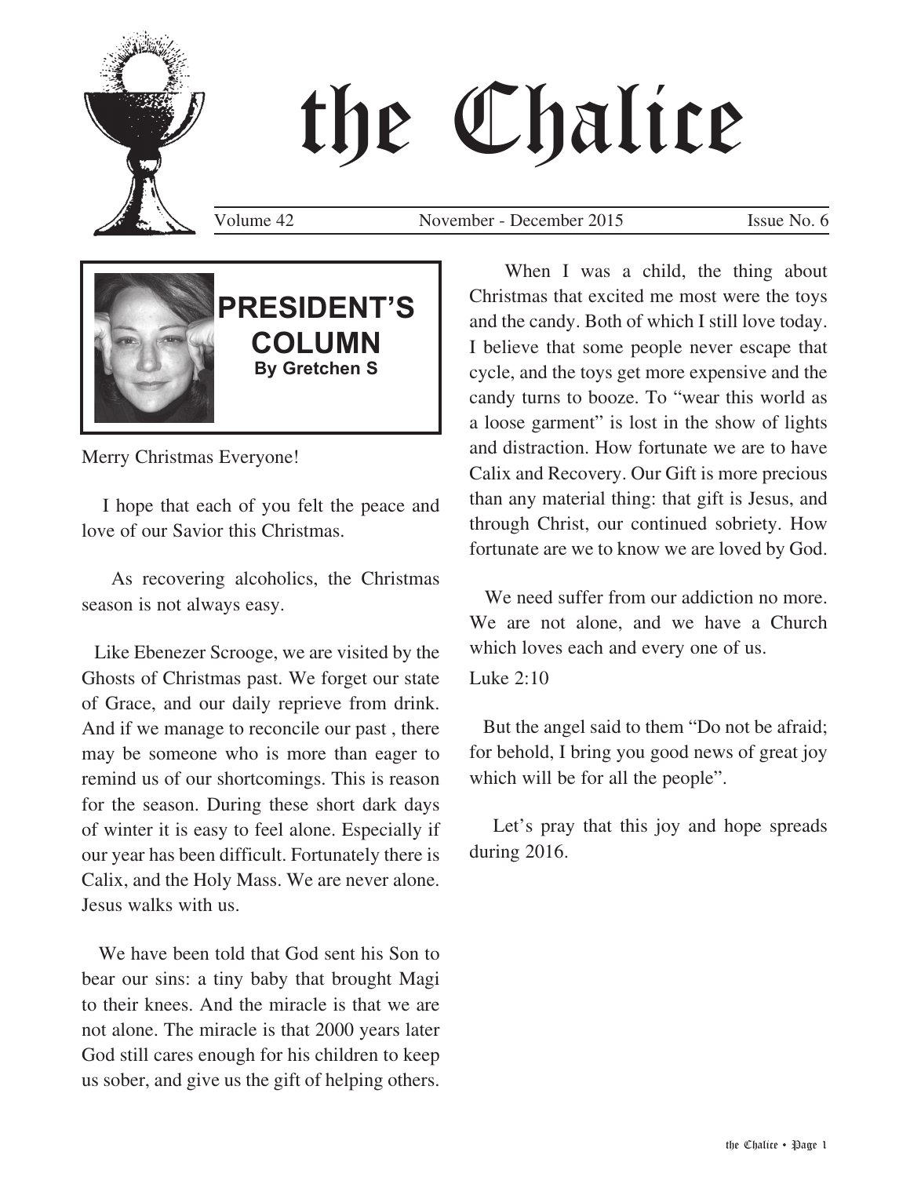# the Chalice

Volume 42 November - December 2015 Issue No. 6

## PRESIDENT'S COLUMN

**By Gretchen S**

Merry Christmas Everyone!

I hope that each of you felt the peace and love of our Savior this Christmas.

As recovering alcoholics, the Christmas season is not always easy.

Like Ebenezer Scrooge, we are visited by the Ghosts of Christmas past. We forget our state of Grace, and our daily reprieve from drink. And if we manage to reconcile our past , there may be someone who is more than eager to remind us of our shortcomings. This is reason for the season. During these short dark days of winter it is easy to feel alone. Especially if our year has been difficult. Fortunately there is Calix, and the Holy Mass. We are never alone. Jesus walks with us.

We have been told that God sent his Son to bear our sins: a tiny baby that brought Magi to their knees. And the miracle is that we are not alone. The miracle is that 2000 years later God still cares enough for his children to keep us sober, and give us the gift of helping others.

When I was a child, the thing about Christmas that excited me most were the toys and the candy. Both of which I still love today. I believe that some people never escape that cycle, and the toys get more expensive and the candy turns to booze. To "wear this world as a loose garment" is lost in the show of lights and distraction. How fortunate we are to have Calix and Recovery. Our Gift is more precious than any material thing: that gift is Jesus, and through Christ, our continued sobriety. How fortunate are we to know we are loved by God.

We need suffer from our addiction no more. We are not alone, and we have a Church which loves each and every one of us.

Luke 2:10

But the angel said to them "Do not be afraid; for behold, I bring you good news of great joy which will be for all the people".

Let's pray that this joy and hope spreads during 2016.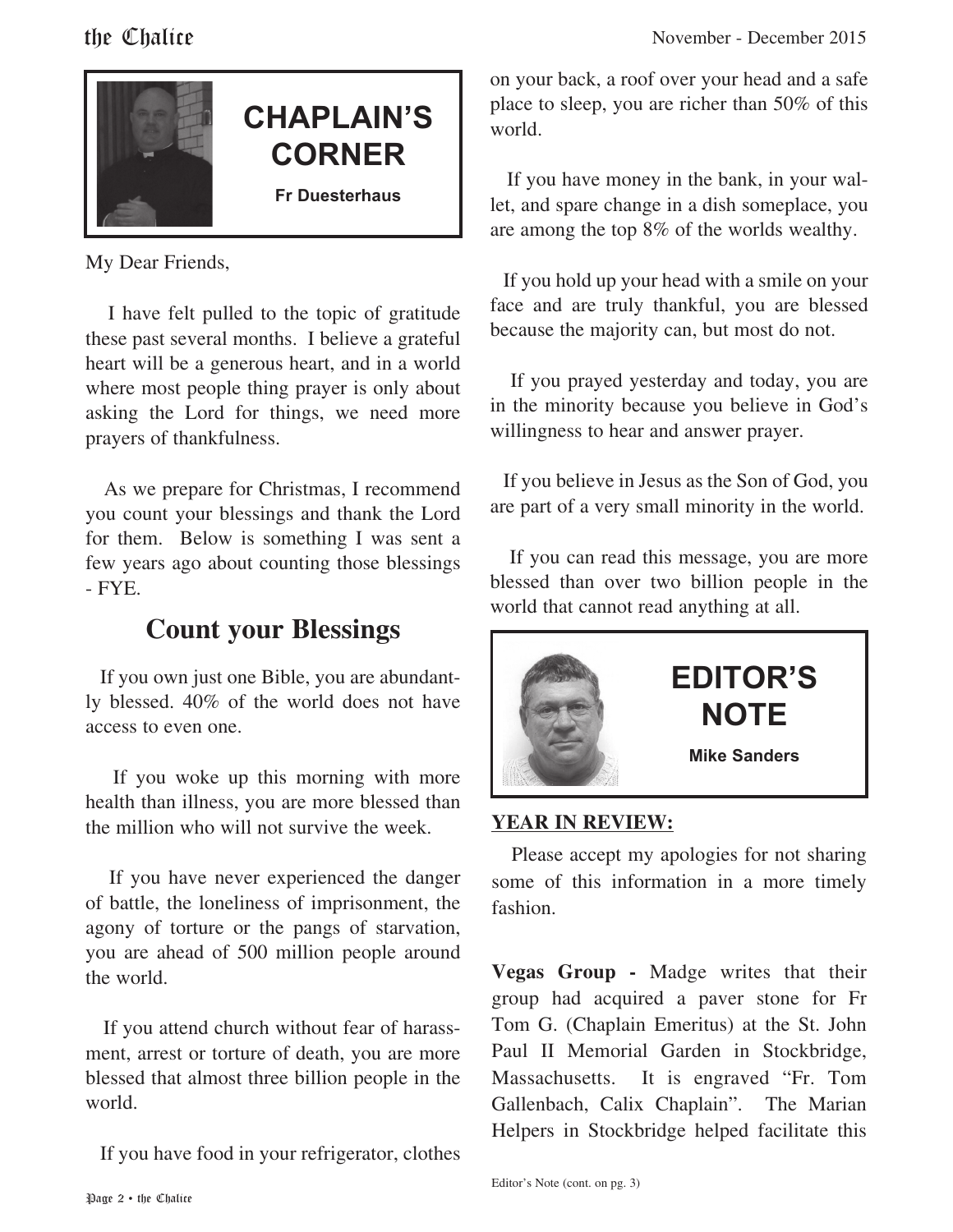## CHAPLAIN'S CORNER

**Fr Duesterhaus**

My Dear Friends,

I have felt pulled to the topic of gratitude these past several months. I believe a grateful heart will be a generous heart, and in a world where most people thing prayer is only about asking the Lord for things, we need more prayers of thankfulness.

As we prepare for Christmas, I recommend you count your blessings and thank the Lord for them. Below is something I was sent a few years ago about counting those blessings - FYE.

### Count your Blessings

If you own just one Bible, you are abundantly blessed. 40% of the world does not have access to even one.

If you woke up this morning with more health than illness, you are more blessed than the million who will not survive the week.

If you have never experienced the danger of battle, the loneliness of imprisonment, the agony of torture or the pangs of starvation, you are ahead of 500 million people around the world.

If you attend church without fear of harassment, arrest or torture of death, you are more blessed that almost three billion people in the world.

If you have food in your refrigerator, clothes on your back, a roof over your head and a safe place to sleep, you are richer than 50% of this world.

If you have money in the bank, in your wallet, and spare change in a dish someplace, you are among the top 8% of the worlds wealthy.

If you hold up your head with a smile on your face and are truly thankful, you are blessed because the majority can, but most do not.

If you prayed yesterday and today, you are in the minority because you believe in God's willingness to hear and answer prayer.

If you believe in Jesus as the Son of God, you are part of a very small minority in the world.

If you can read this message, you are more blessed than over two billion people in the world that cannot read anything at all.

## EDITOR'S NOTE

**Mike Sanders**

**YEAR IN REVIEW:**

Please accept my apologies for not sharing some of this information in a more timely fashion.

**Vegas Group -** Madge writes that their group had acquired a paver stone for Fr Tom G. (Chaplain Emeritus) at the St. John Paul II Memorial Garden in Stockbridge, Massachusetts. It is engraved "Fr. Tom Gallenbach, Calix Chaplain". The Marian Helpers in Stockbridge helped facilitate this

Editor's Note (cont. on pg. 3)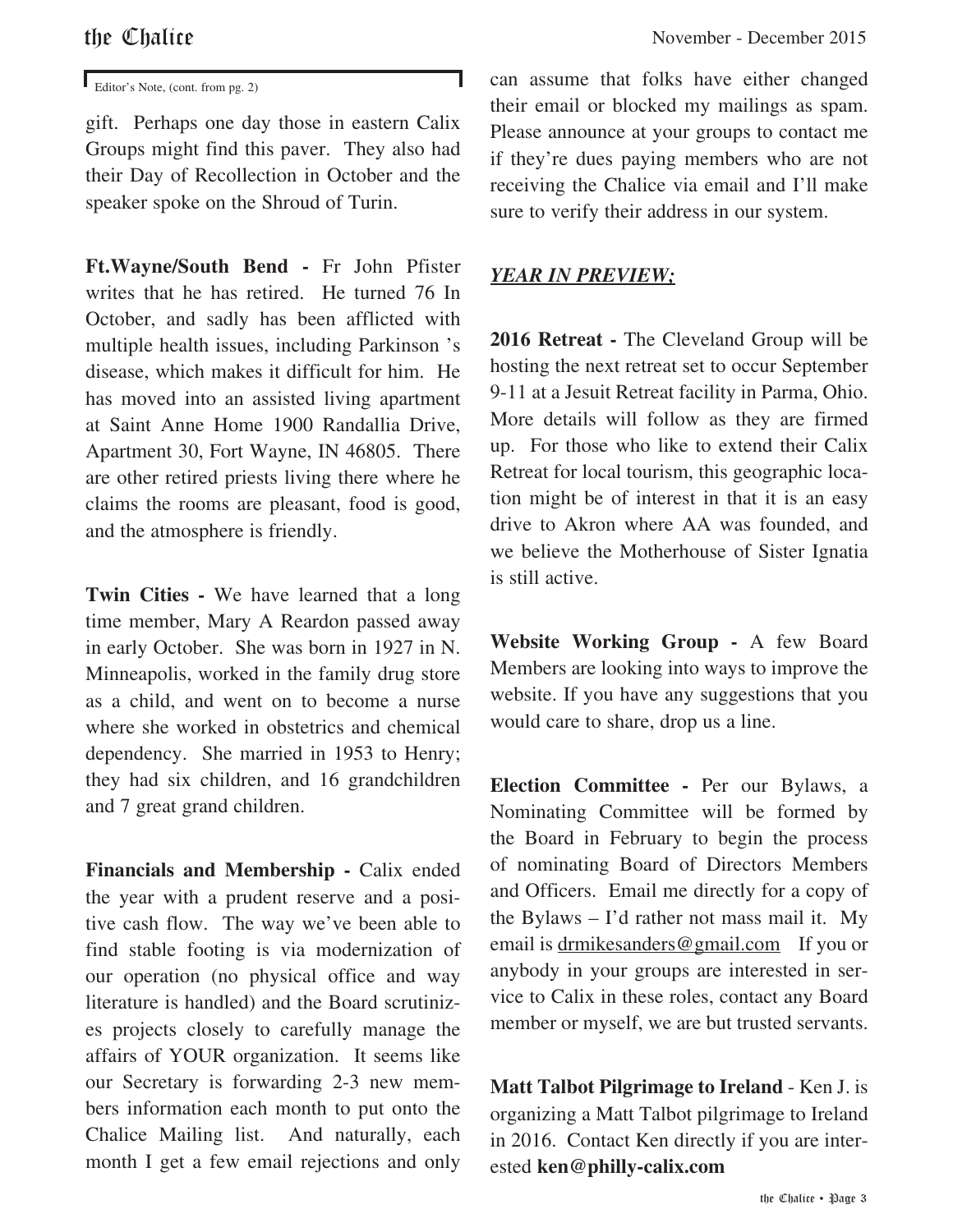Editor's Note, (cont. from pg. 2)

gift. Perhaps one day those in eastern Calix Groups might find this paver. They also had their Day of Recollection in October and the speaker spoke on the Shroud of Turin.

**Ft.Wayne/South Bend -** Fr John Pfister writes that he has retired. He turned 76 In October, and sadly has been afflicted with multiple health issues, including Parkinson 's disease, which makes it difficult for him. He has moved into an assisted living apartment at Saint Anne Home 1900 Randallia Drive, Apartment 30, Fort Wayne, IN 46805. There are other retired priests living there where he claims the rooms are pleasant, food is good, and the atmosphere is friendly.

**Twin Cities -** We have learned that a long time member, Mary A Reardon passed away in early October. She was born in 1927 in N. Minneapolis, worked in the family drug store as a child, and went on to become a nurse where she worked in obstetrics and chemical dependency. She married in 1953 to Henry; they had six children, and 16 grandchildren and 7 great grand children.

**Financials and Membership -** Calix ended the year with a prudent reserve and a positive cash flow. The way we've been able to find stable footing is via modernization of our operation (no physical office and way literature is handled) and the Board scrutinizes projects closely to carefully manage the affairs of YOUR organization. It seems like our Secretary is forwarding 2-3 new members information each month to put onto the Chalice Mailing list. And naturally, each month I get a few email rejections and only can assume that folks have either changed their email or blocked my mailings as spam. Please announce at your groups to contact me if they're dues paying members who are not receiving the Chalice via email and I'll make sure to verify their address in our system.

***YEAR IN PREVIEW;***

**2016 Retreat -** The Cleveland Group will be hosting the next retreat set to occur September 9-11 at a Jesuit Retreat facility in Parma, Ohio. More details will follow as they are firmed up. For those who like to extend their Calix Retreat for local tourism, this geographic location might be of interest in that it is an easy drive to Akron where AA was founded, and we believe the Motherhouse of Sister Ignatia is still active.

**Website Working Group -** A few Board Members are looking into ways to improve the website. If you have any suggestions that you would care to share, drop us a line.

**Election Committee -** Per our Bylaws, a Nominating Committee will be formed by the Board in February to begin the process of nominating Board of Directors Members and Officers. Email me directly for a copy of the Bylaws – I'd rather not mass mail it. My email is drmikesanders@gmail.com If you or anybody in your groups are interested in service to Calix in these roles, contact any Board member or myself, we are but trusted servants.

**Matt Talbot Pilgrimage to Ireland** - Ken J. is organizing a Matt Talbot pilgrimage to Ireland in 2016. Contact Ken directly if you are interested **ken@philly-calix.com**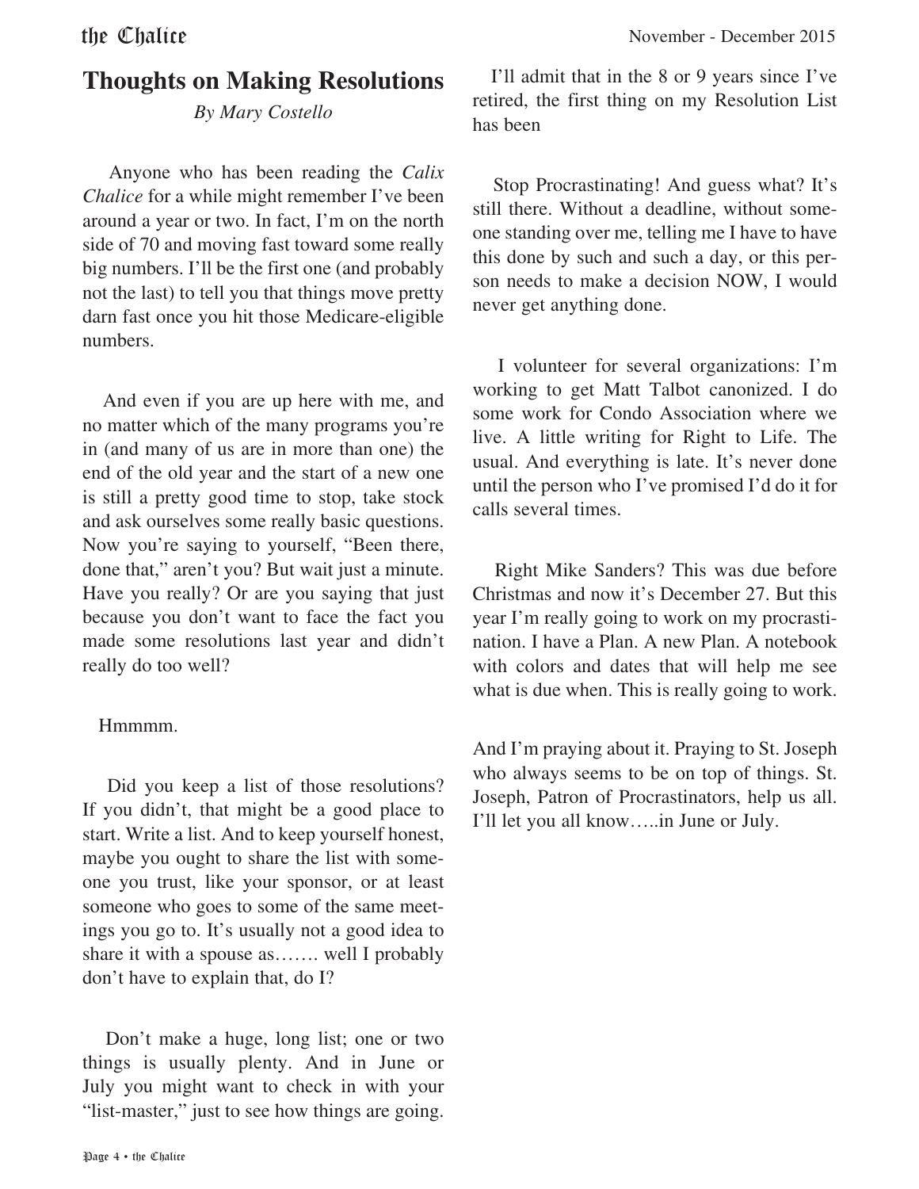# Thoughts on Making Resolutions

*By Mary Costello*

Anyone who has been reading the *Calix Chalice* for a while might remember I've been around a year or two. In fact, I'm on the north side of 70 and moving fast toward some really big numbers. I'll be the first one (and probably not the last) to tell you that things move pretty darn fast once you hit those Medicare-eligible numbers.

And even if you are up here with me, and no matter which of the many programs you're in (and many of us are in more than one) the end of the old year and the start of a new one is still a pretty good time to stop, take stock and ask ourselves some really basic questions. Now you're saying to yourself, "Been there, done that," aren't you? But wait just a minute. Have you really? Or are you saying that just because you don't want to face the fact you made some resolutions last year and didn't really do too well?

Hmmmm.

Did you keep a list of those resolutions? If you didn't, that might be a good place to start. Write a list. And to keep yourself honest, maybe you ought to share the list with someone you trust, like your sponsor, or at least someone who goes to some of the same meetings you go to. It's usually not a good idea to share it with a spouse as……. well I probably don't have to explain that, do I?

Don't make a huge, long list; one or two things is usually plenty. And in June or July you might want to check in with your "list-master," just to see how things are going.

I'll admit that in the 8 or 9 years since I've retired, the first thing on my Resolution List has been

Stop Procrastinating! And guess what? It's still there. Without a deadline, without someone standing over me, telling me I have to have this done by such and such a day, or this person needs to make a decision NOW, I would never get anything done.

I volunteer for several organizations: I'm working to get Matt Talbot canonized. I do some work for Condo Association where we live. A little writing for Right to Life. The usual. And everything is late. It's never done until the person who I've promised I'd do it for calls several times.

Right Mike Sanders? This was due before Christmas and now it's December 27. But this year I'm really going to work on my procrastination. I have a Plan. A new Plan. A notebook with colors and dates that will help me see what is due when. This is really going to work.

And I'm praying about it. Praying to St. Joseph who always seems to be on top of things. St. Joseph, Patron of Procrastinators, help us all. I'll let you all know…..in June or July.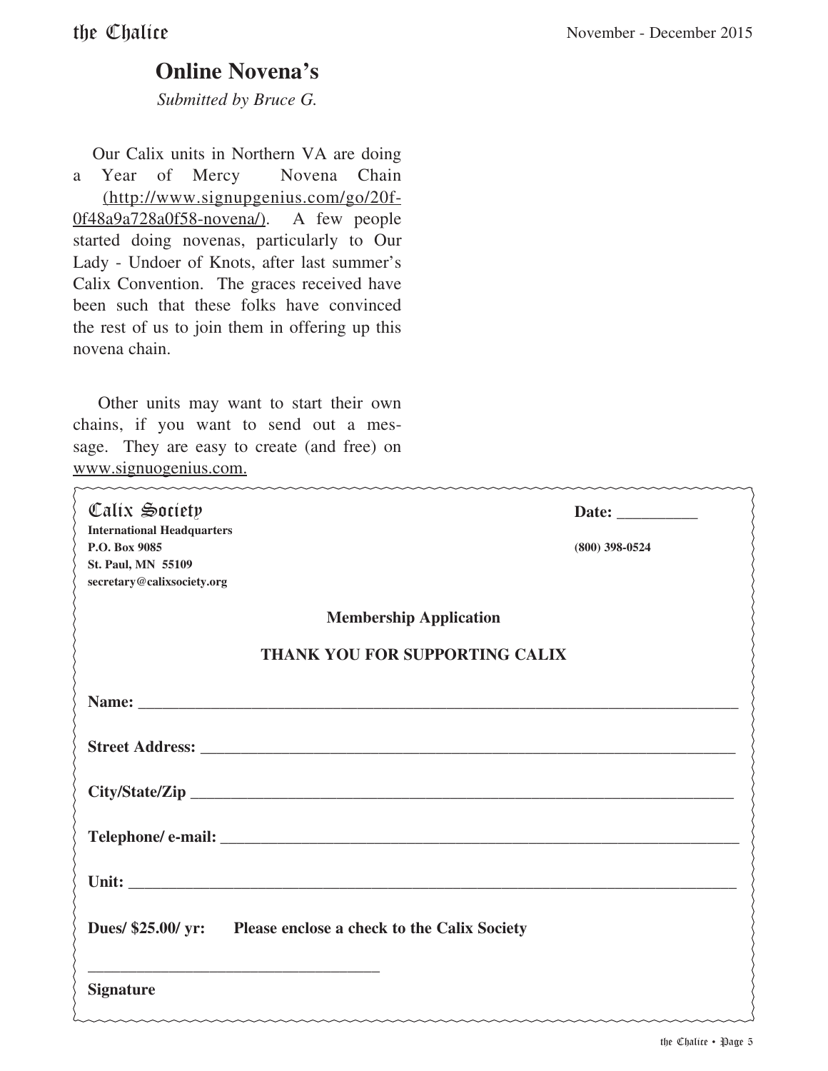## Online Novena's

*Submitted by Bruce G.*

Our Calix units in Northern VA are doing a Year of Mercy Novena Chain (http://www.signupgenius.com/go/20f-0f48a9a728a0f58-novena/). A few people started doing novenas, particularly to Our Lady - Undoer of Knots, after last summer's Calix Convention. The graces received have been such that these folks have convinced the rest of us to join them in offering up this novena chain.

Other units may want to start their own chains, if you want to send out a message. They are easy to create (and free) on www.signuogenius.com.

---

**Calix Society**
**International Headquarters**
**P.O. Box 9085**
**St. Paul, MN 55109**
**secretary@calixsociety.org**

**Date:** __________

**(800) 398-0524**

**Membership Application**

**THANK YOU FOR SUPPORTING CALIX**

**Name:** ______________________________________________

**Street Address:** ______________________________________________

**City/State/Zip** ______________________________________________

**Telephone/ e-mail:** ______________________________________________

**Unit:** ______________________________________________

**Dues/ $25.00/ yr:** **Please enclose a check to the Calix Society**

____________________________________

**Signature**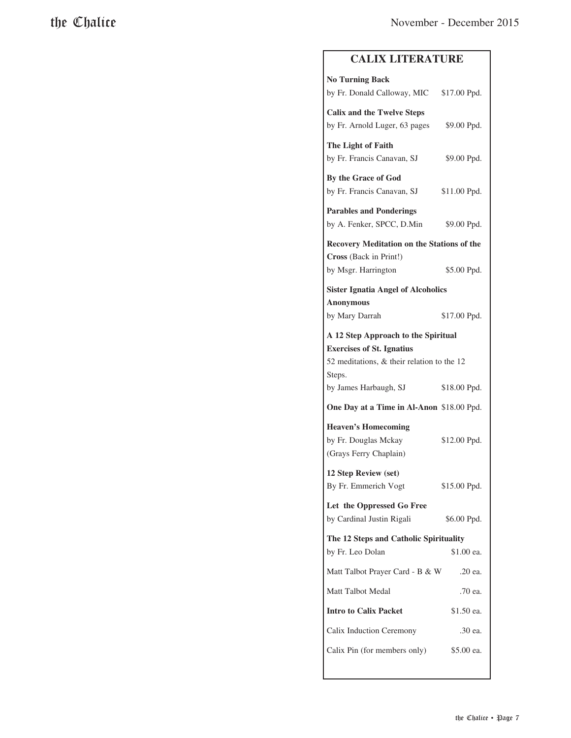## CALIX LITERATURE

**No Turning Back**
by Fr. Donald Calloway, MIC $17.00 Ppd.

**Calix and the Twelve Steps**
by Fr. Arnold Luger, 63 pages $9.00 Ppd.

**The Light of Faith**
by Fr. Francis Canavan, SJ $9.00 Ppd.

**By the Grace of God**
by Fr. Francis Canavan, SJ $11.00 Ppd.

**Parables and Ponderings**
by A. Fenker, SPCC, D.Min $9.00 Ppd.

**Recovery Meditation on the Stations of the Cross** (Back in Print!)
by Msgr. Harrington $5.00 Ppd.

**Sister Ignatia Angel of Alcoholics Anonymous**
by Mary Darrah $17.00 Ppd.

**A 12 Step Approach to the Spiritual Exercises of St. Ignatius**
52 meditations, & their relation to the 12 Steps.
by James Harbaugh, SJ $18.00 Ppd.

**One Day at a Time in Al-Anon** $18.00 Ppd.

**Heaven's Homecoming**
by Fr. Douglas Mckay $12.00 Ppd.
(Grays Ferry Chaplain)

**12 Step Review (set)**
By Fr. Emmerich Vogt $15.00 Ppd.

**Let the Oppressed Go Free**
by Cardinal Justin Rigali $6.00 Ppd.

**The 12 Steps and Catholic Spirituality**
by Fr. Leo Dolan $1.00 ea.

Matt Talbot Prayer Card - B & W .20 ea.

Matt Talbot Medal .70 ea.

**Intro to Calix Packet** $1.50 ea.

Calix Induction Ceremony .30 ea.

Calix Pin (for members only) $5.00 ea.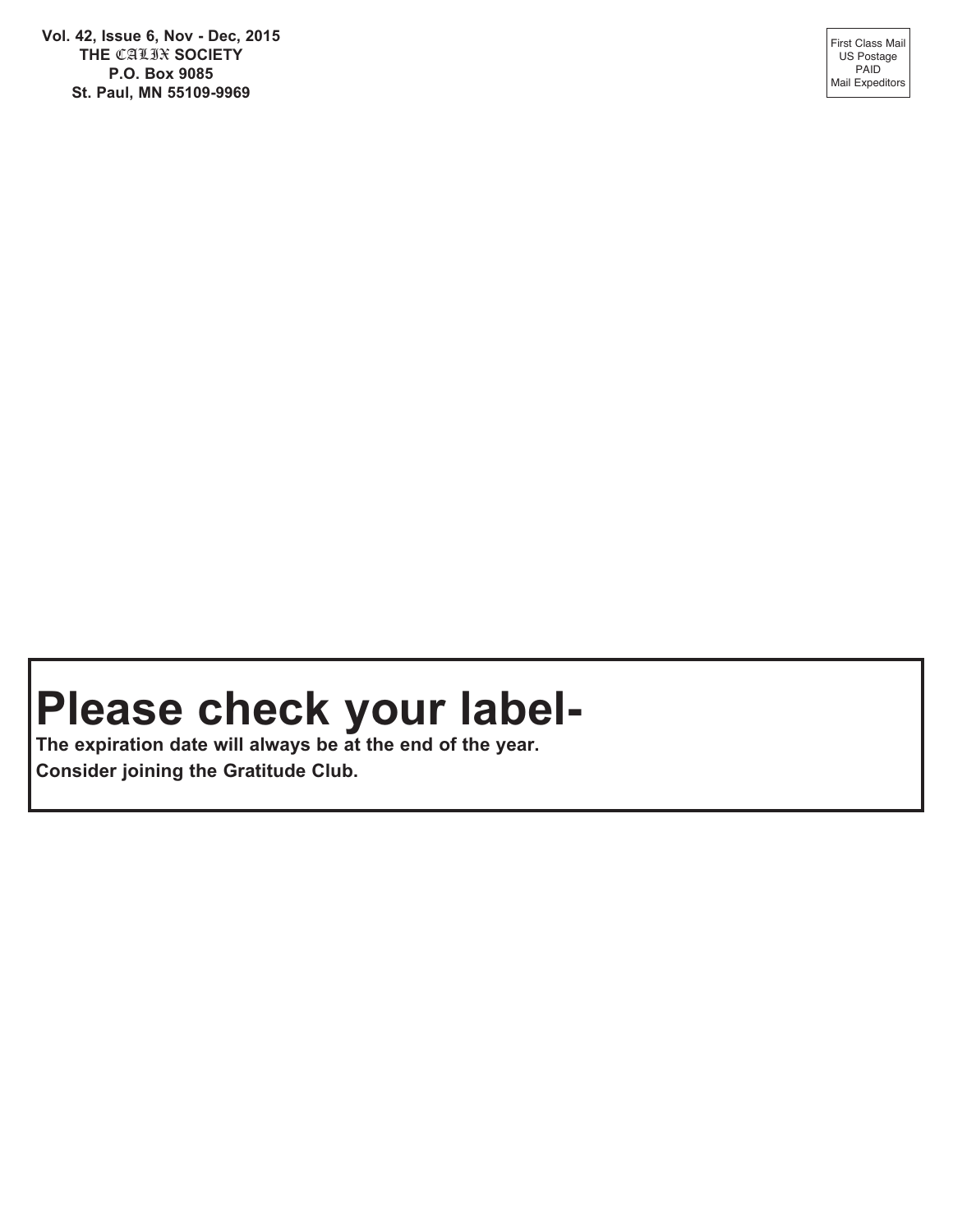**Vol. 42, Issue 6, Nov - Dec, 2015**
**THE CALIX SOCIETY**
**P.O. Box 9085**
**St. Paul, MN 55109-9969**

First Class Mail
US Postage
PAID
Mail Expeditors

# Please check your label-

**The expiration date will always be at the end of the year.**

**Consider joining the Gratitude Club.**